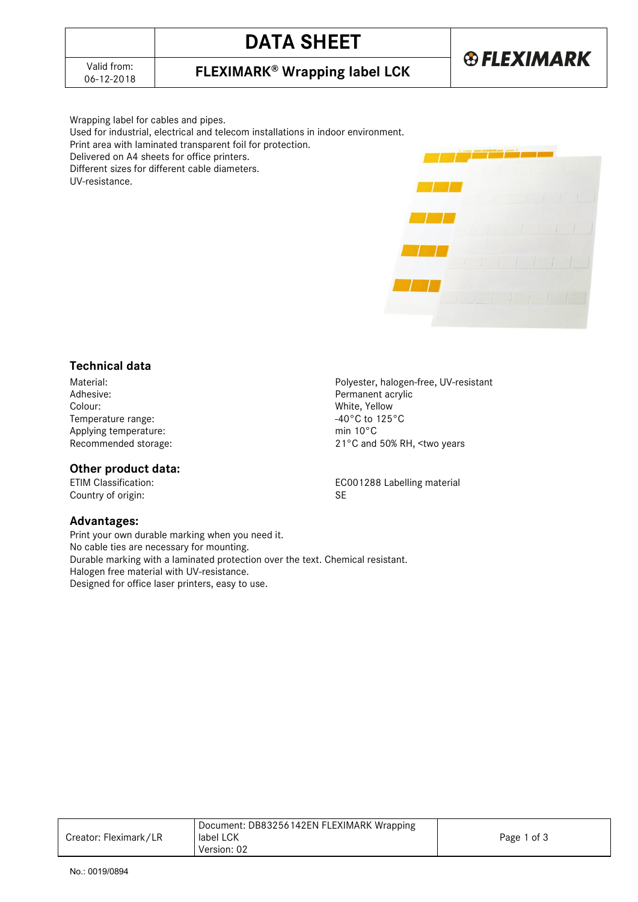# DATA SHEET

Valid from: 06-12-2018

## FLEXIMARK® Wrapping label LCK

FLEXIMARK

Wrapping label for cables and pipes.
Used for industrial, electrical and telecom installations in indoor environment.
Print area with laminated transparent foil for protection.
Delivered on A4 sheets for office printers.
Different sizes for different cable diameters.
UV-resistance.

### Technical data

| | |
|---|---|
| Material: | Polyester, halogen-free, UV-resistant |
| Adhesive: | Permanent acrylic |
| Colour: | White, Yellow |
| Temperature range: | -40°C to 125°C |
| Applying temperature: | min 10°C |
| Recommended storage: | 21°C and 50% RH, <two years |

### Other product data:

| | |
|---|---|
| ETIM Classification: | EC001288 Labelling material |
| Country of origin: | SE |

### Advantages:

Print your own durable marking when you need it.
No cable ties are necessary for mounting.
Durable marking with a laminated protection over the text. Chemical resistant.
Halogen free material with UV-resistance.
Designed for office laser printers, easy to use.

| | | |
|---|---|---|
| Creator: Fleximark/LR | Document: DB83256142EN FLEXIMARK Wrapping label LCK<br>Version: 02 | |

No.: 0019/0894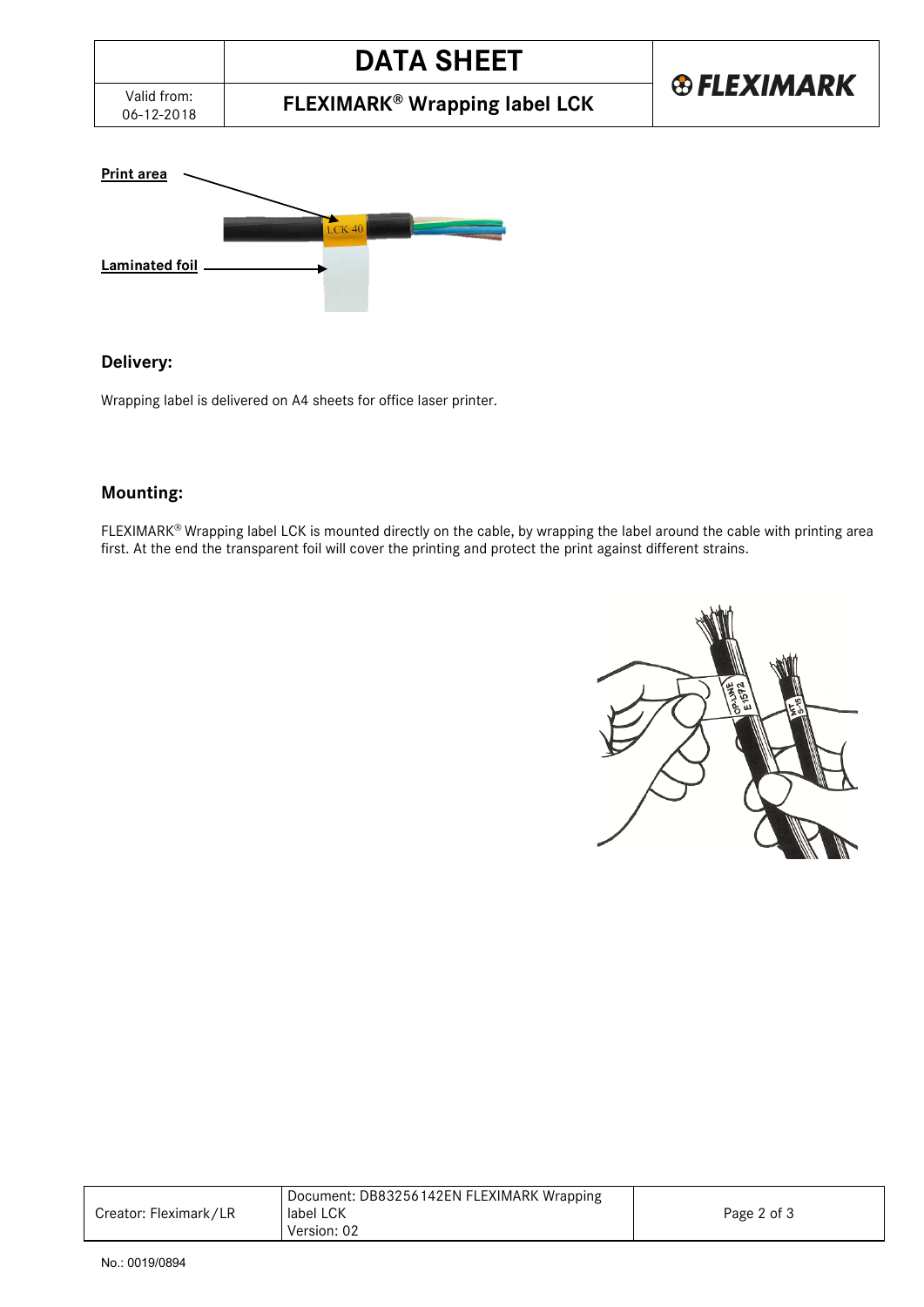**Print area**

**Laminated foil**

## Delivery:

Wrapping label is delivered on A4 sheets for office laser printer.

## Mounting:

FLEXIMARK® Wrapping label LCK is mounted directly on the cable, by wrapping the label around the cable with printing area first. At the end the transparent foil will cover the printing and protect the print against different strains.

No.: 0019/0894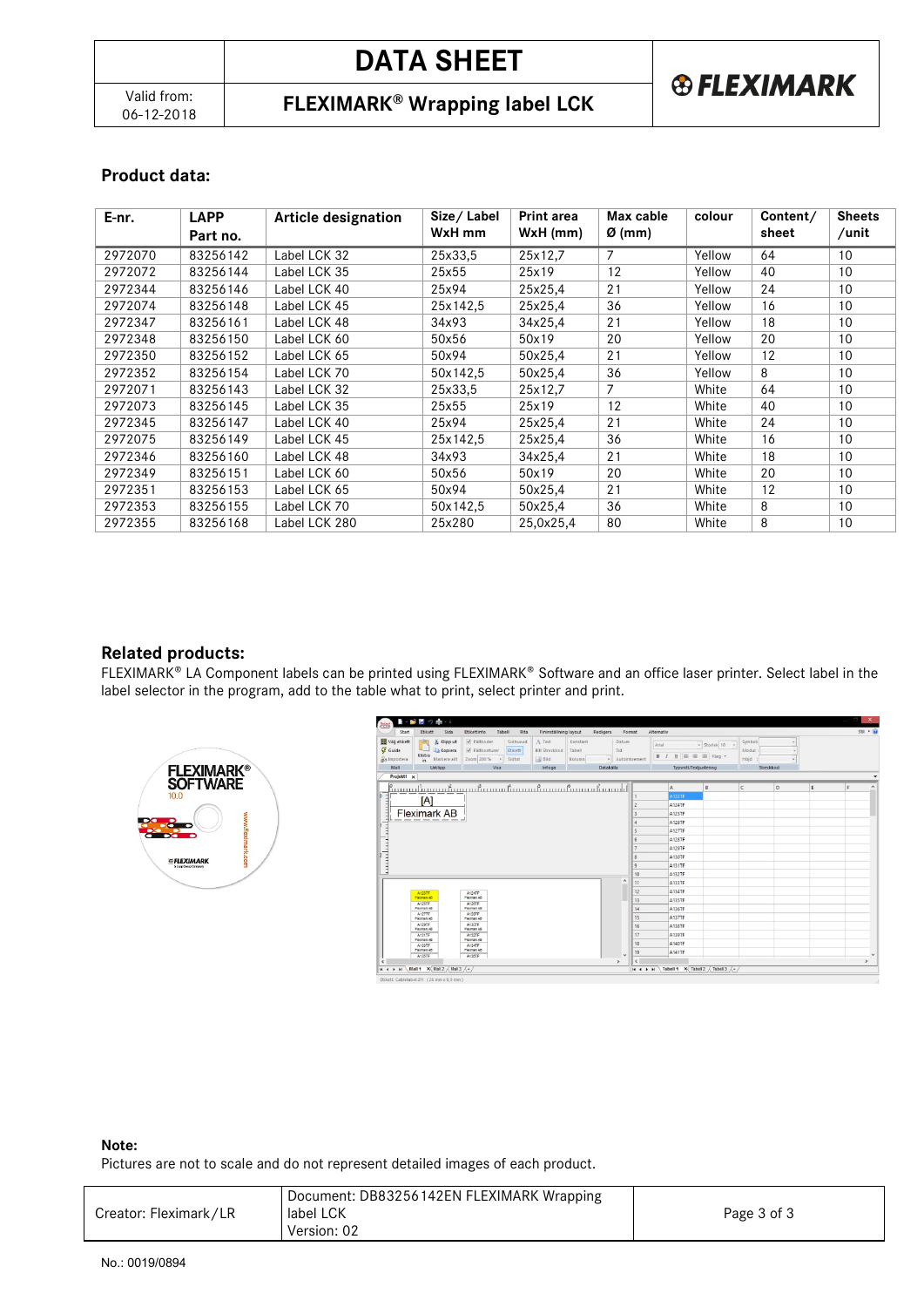# DATA SHEET

Valid from: 06-12-2018

## FLEXIMARK® Wrapping label LCK

### Product data:

| E-nr. | LAPP Part no. | Article designation | Size/ Label WxH mm | Print area WxH (mm) | Max cable Ø (mm) | colour | Content/ sheet | Sheets /unit |
|---|---|---|---|---|---|---|---|---|
| 2972070 | 83256142 | Label LCK 32 | 25x33,5 | 25x12,7 | 7 | Yellow | 64 | 10 |
| 2972072 | 83256144 | Label LCK 35 | 25x55 | 25x19 | 12 | Yellow | 40 | 10 |
| 2972344 | 83256146 | Label LCK 40 | 25x94 | 25x25,4 | 21 | Yellow | 24 | 10 |
| 2972074 | 83256148 | Label LCK 45 | 25x142,5 | 25x25,4 | 36 | Yellow | 16 | 10 |
| 2972347 | 83256161 | Label LCK 48 | 34x93 | 34x25,4 | 21 | Yellow | 18 | 10 |
| 2972348 | 83256150 | Label LCK 60 | 50x56 | 50x19 | 20 | Yellow | 20 | 10 |
| 2972350 | 83256152 | Label LCK 65 | 50x94 | 50x25,4 | 21 | Yellow | 12 | 10 |
| 2972352 | 83256154 | Label LCK 70 | 50x142,5 | 50x25,4 | 36 | Yellow | 8 | 10 |
| 2972071 | 83256143 | Label LCK 32 | 25x33,5 | 25x12,7 | 7 | White | 64 | 10 |
| 2972073 | 83256145 | Label LCK 35 | 25x55 | 25x19 | 12 | White | 40 | 10 |
| 2972345 | 83256147 | Label LCK 40 | 25x94 | 25x25,4 | 21 | White | 24 | 10 |
| 2972075 | 83256149 | Label LCK 45 | 25x142,5 | 25x25,4 | 36 | White | 16 | 10 |
| 2972346 | 83256160 | Label LCK 48 | 34x93 | 34x25,4 | 21 | White | 18 | 10 |
| 2972349 | 83256151 | Label LCK 60 | 50x56 | 50x19 | 20 | White | 20 | 10 |
| 2972351 | 83256153 | Label LCK 65 | 50x94 | 50x25,4 | 21 | White | 12 | 10 |
| 2972353 | 83256155 | Label LCK 70 | 50x142,5 | 50x25,4 | 36 | White | 8 | 10 |
| 2972355 | 83256168 | Label LCK 280 | 25x280 | 25,0x25,4 | 80 | White | 8 | 10 |

### Related products:

FLEXIMARK® LA Component labels can be printed using FLEXIMARK® Software and an office laser printer. Select label in the label selector in the program, add to the table what to print, select printer and print.

### Note:

Pictures are not to scale and do not represent detailed images of each product.

| Creator: Fleximark/LR | Document: DB83256142EN FLEXIMARK Wrapping label LCK Version: 02 |
|---|---|

No.: 0019/0894